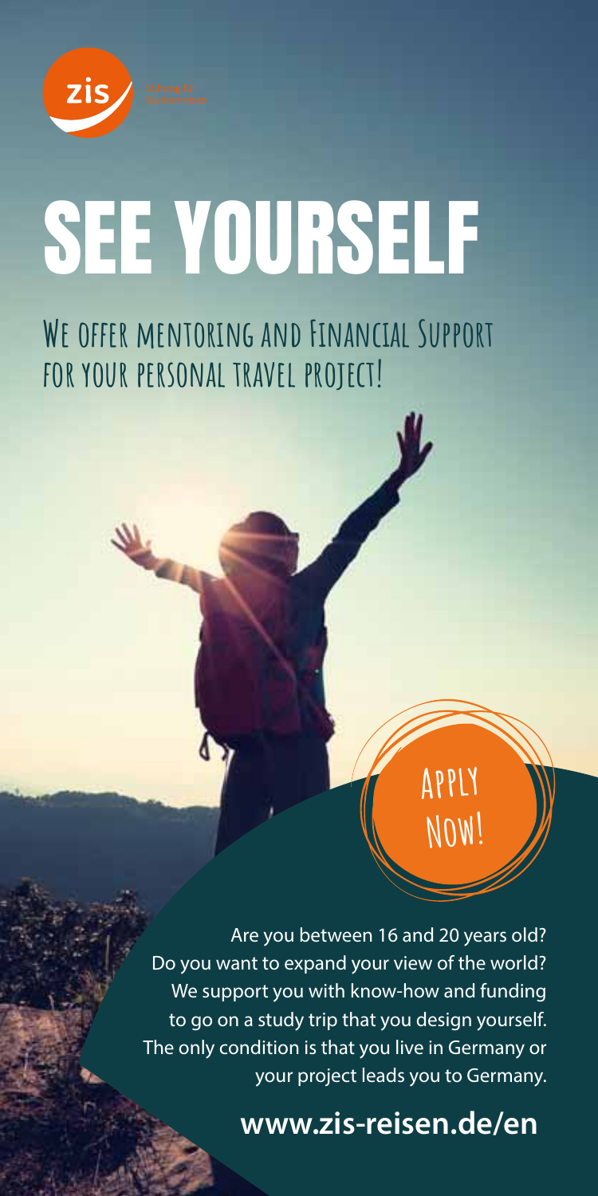zis Stiftung für Studienreisen

# SEE YOURSELF

## We offer mentoring and Financial Support for your personal travel project!

**Apply Now!**

Are you between 16 and 20 years old?
Do you want to expand your view of the world?
We support you with know-how and funding to go on a study trip that you design yourself.
The only condition is that you live in Germany or your project leads you to Germany.

**www.zis-reisen.de/en**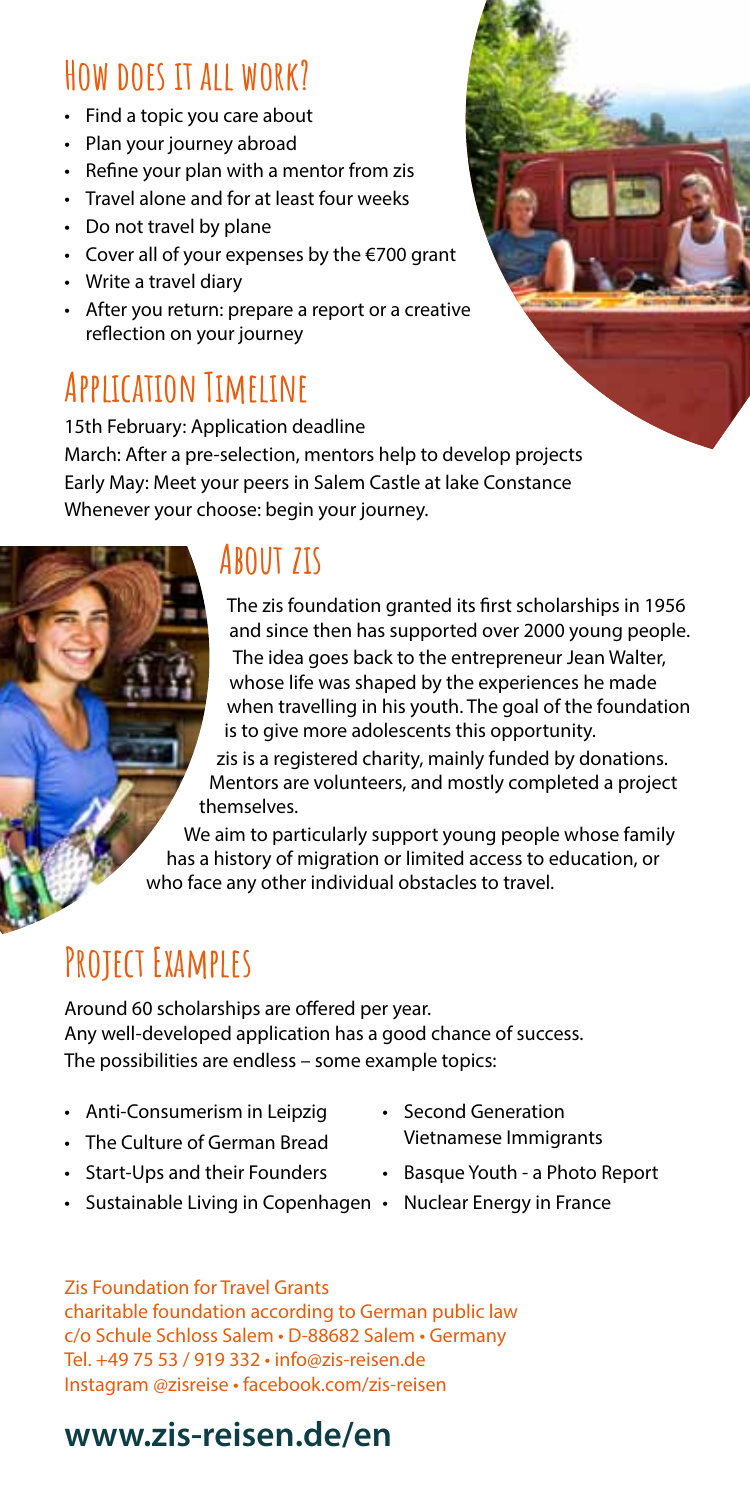## How does it all work?

- Find a topic you care about
- Plan your journey abroad
- Refine your plan with a mentor from zis
- Travel alone and for at least four weeks
- Do not travel by plane
- Cover all of your expenses by the €700 grant
- Write a travel diary
- After you return: prepare a report or a creative reflection on your journey

## Application Timeline

15th February: Application deadline
March: After a pre-selection, mentors help to develop projects
Early May: Meet your peers in Salem Castle at lake Constance
Whenever your choose: begin your journey.

## About zis

The zis foundation granted its first scholarships in 1956 and since then has supported over 2000 young people. The idea goes back to the entrepreneur Jean Walter, whose life was shaped by the experiences he made when travelling in his youth. The goal of the foundation is to give more adolescents this opportunity.

zis is a registered charity, mainly funded by donations. Mentors are volunteers, and mostly completed a project themselves.

We aim to particularly support young people whose family has a history of migration or limited access to education, or who face any other individual obstacles to travel.

## Project Examples

Around 60 scholarships are offered per year.
Any well-developed application has a good chance of success.
The possibilities are endless – some example topics:

- Anti-Consumerism in Leipzig
- The Culture of German Bread
- Start-Ups and their Founders
- Sustainable Living in Copenhagen
- Second Generation Vietnamese Immigrants
- Basque Youth - a Photo Report
- Nuclear Energy in France

Zis Foundation for Travel Grants
charitable foundation according to German public law
c/o Schule Schloss Salem • D-88682 Salem • Germany
Tel. +49 75 53 / 919 332 • info@zis-reisen.de
Instagram @zisreise • facebook.com/zis-reisen

**www.zis-reisen.de/en**